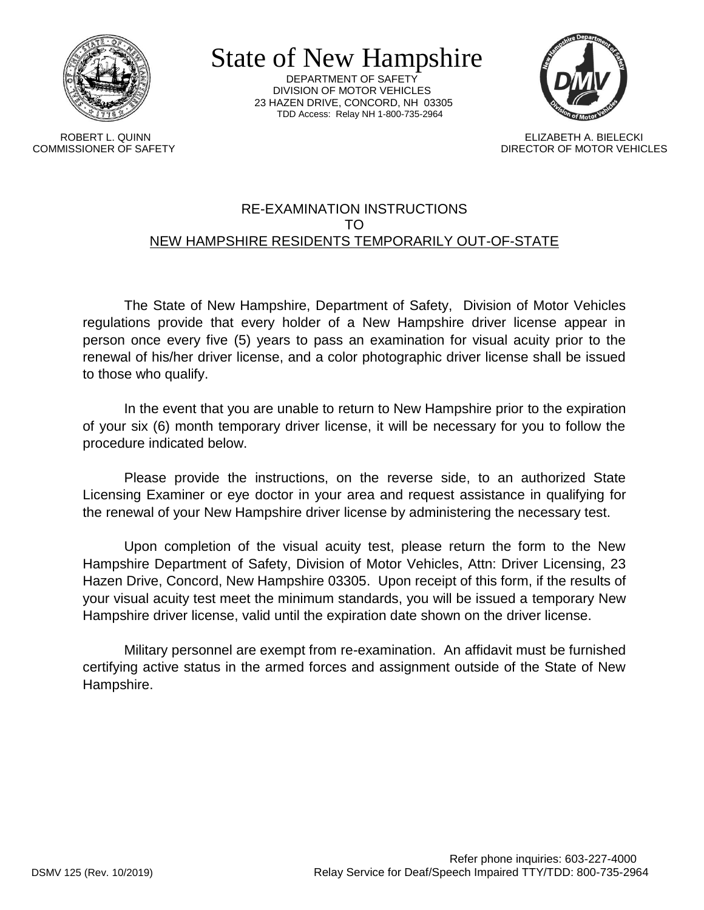# State of New Hampshire

DEPARTMENT OF SAFETY
DIVISION OF MOTOR VEHICLES
23 HAZEN DRIVE, CONCORD, NH 03305
TDD Access: Relay NH 1-800-735-2964

ROBERT L. QUINN
COMMISSIONER OF SAFETY

ELIZABETH A. BIELECKI
DIRECTOR OF MOTOR VEHICLES

## RE-EXAMINATION INSTRUCTIONS TO NEW HAMPSHIRE RESIDENTS TEMPORARILY OUT-OF-STATE

The State of New Hampshire, Department of Safety, Division of Motor Vehicles regulations provide that every holder of a New Hampshire driver license appear in person once every five (5) years to pass an examination for visual acuity prior to the renewal of his/her driver license, and a color photographic driver license shall be issued to those who qualify.

In the event that you are unable to return to New Hampshire prior to the expiration of your six (6) month temporary driver license, it will be necessary for you to follow the procedure indicated below.

Please provide the instructions, on the reverse side, to an authorized State Licensing Examiner or eye doctor in your area and request assistance in qualifying for the renewal of your New Hampshire driver license by administering the necessary test.

Upon completion of the visual acuity test, please return the form to the New Hampshire Department of Safety, Division of Motor Vehicles, Attn: Driver Licensing, 23 Hazen Drive, Concord, New Hampshire 03305. Upon receipt of this form, if the results of your visual acuity test meet the minimum standards, you will be issued a temporary New Hampshire driver license, valid until the expiration date shown on the driver license.

Military personnel are exempt from re-examination. An affidavit must be furnished certifying active status in the armed forces and assignment outside of the State of New Hampshire.

DSMV 125 (Rev. 10/2019)

Refer phone inquiries: 603-227-4000
Relay Service for Deaf/Speech Impaired TTY/TDD: 800-735-2964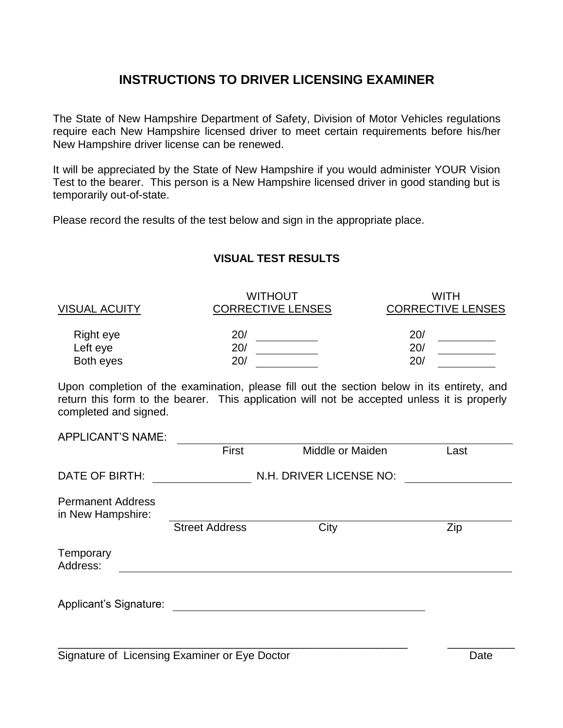# INSTRUCTIONS TO DRIVER LICENSING EXAMINER

The State of New Hampshire Department of Safety, Division of Motor Vehicles regulations require each New Hampshire licensed driver to meet certain requirements before his/her New Hampshire driver license can be renewed.

It will be appreciated by the State of New Hampshire if you would administer YOUR Vision Test to the bearer. This person is a New Hampshire licensed driver in good standing but is temporarily out-of-state.

Please record the results of the test below and sign in the appropriate place.

## VISUAL TEST RESULTS

| VISUAL ACUITY | WITHOUT CORRECTIVE LENSES | WITH CORRECTIVE LENSES |
|---|---|---|
| Right eye | 20/ ______ | 20/ ______ |
| Left eye | 20/ ______ | 20/ ______ |
| Both eyes | 20/ ______ | 20/ ______ |

Upon completion of the examination, please fill out the section below in its entirety, and return this form to the bearer. This application will not be accepted unless it is properly completed and signed.

APPLICANT'S NAME: ______________________________________________
First Middle or Maiden Last

DATE OF BIRTH: ______________ N.H. DRIVER LICENSE NO: ______________

Permanent Address in New Hampshire: ______________________________________________
Street Address City Zip

Temporary Address: ______________________________________________

Applicant's Signature: ______________________________________________

______________________________________________ ______________
Signature of Licensing Examiner or Eye Doctor Date